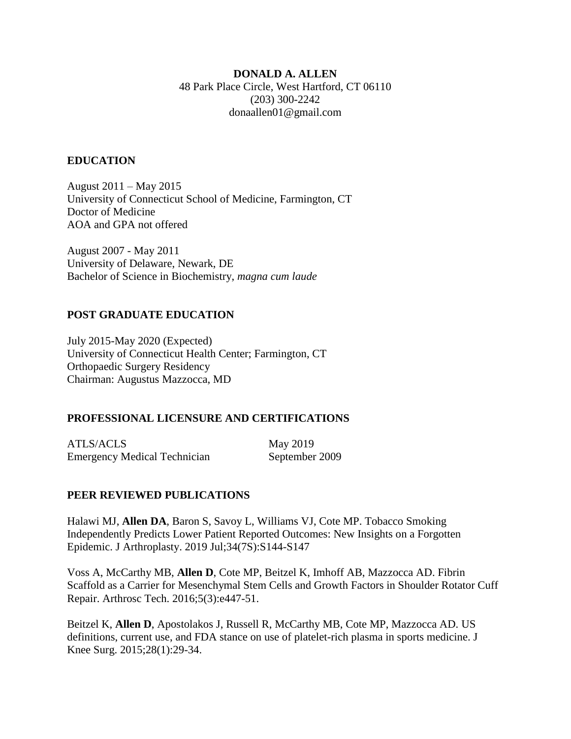# DONALD A. ALLEN

48 Park Place Circle, West Hartford, CT 06110
(203) 300-2242
donaallen01@gmail.com

## EDUCATION

August 2011 – May 2015
University of Connecticut School of Medicine, Farmington, CT
Doctor of Medicine
AOA and GPA not offered

August 2007 - May 2011
University of Delaware, Newark, DE
Bachelor of Science in Biochemistry, *magna cum laude*

## POST GRADUATE EDUCATION

July 2015-May 2020 (Expected)
University of Connecticut Health Center; Farmington, CT
Orthopaedic Surgery Residency
Chairman: Augustus Mazzocca, MD

## PROFESSIONAL LICENSURE AND CERTIFICATIONS

| | |
|---|---|
| ATLS/ACLS | May 2019 |
| Emergency Medical Technician | September 2009 |

## PEER REVIEWED PUBLICATIONS

Halawi MJ, **Allen DA**, Baron S, Savoy L, Williams VJ, Cote MP. Tobacco Smoking Independently Predicts Lower Patient Reported Outcomes: New Insights on a Forgotten Epidemic. J Arthroplasty. 2019 Jul;34(7S):S144-S147

Voss A, McCarthy MB, **Allen D**, Cote MP, Beitzel K, Imhoff AB, Mazzocca AD. Fibrin Scaffold as a Carrier for Mesenchymal Stem Cells and Growth Factors in Shoulder Rotator Cuff Repair. Arthrosc Tech. 2016;5(3):e447-51.

Beitzel K, **Allen D**, Apostolakos J, Russell R, McCarthy MB, Cote MP, Mazzocca AD. US definitions, current use, and FDA stance on use of platelet-rich plasma in sports medicine. J Knee Surg. 2015;28(1):29-34.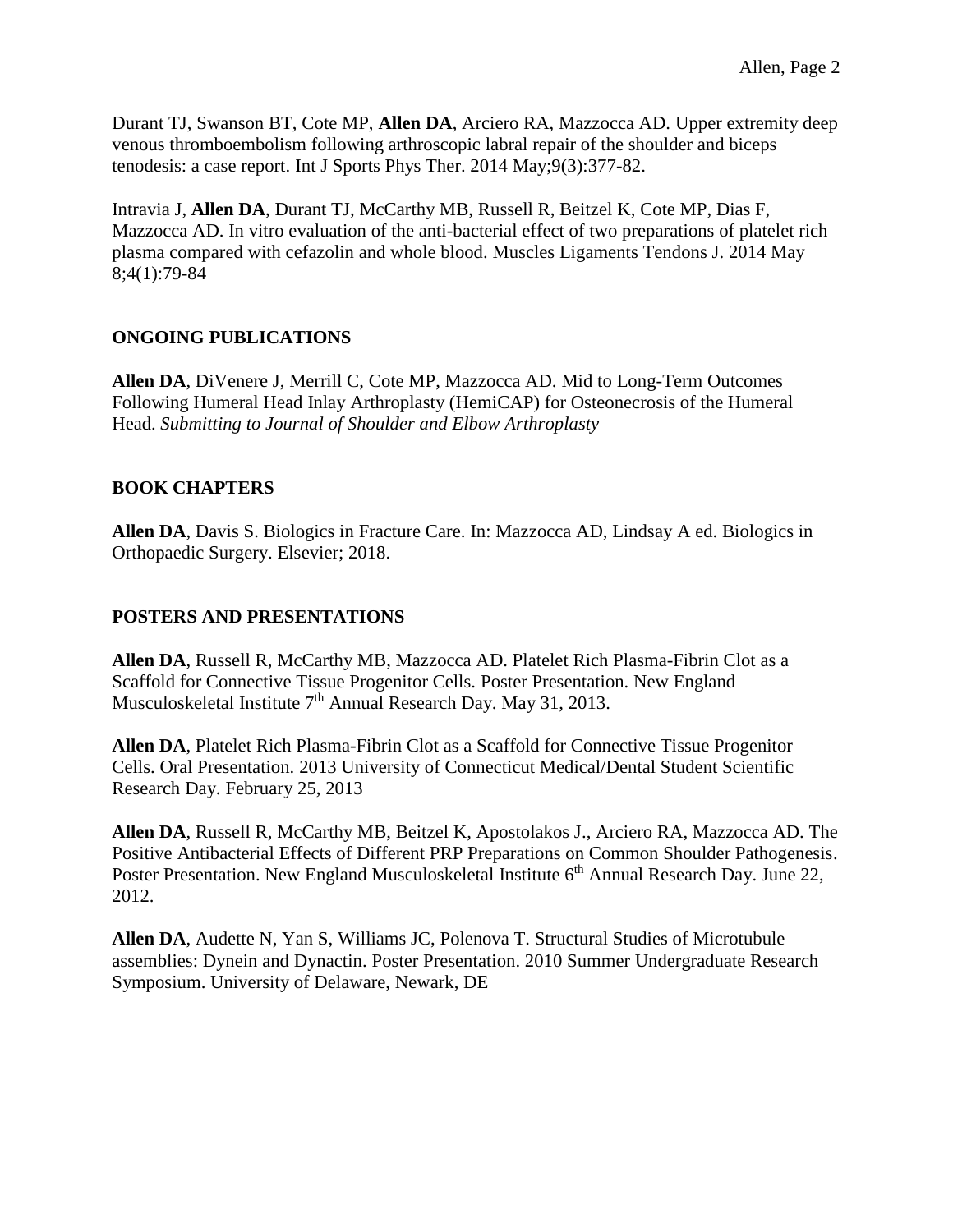Durant TJ, Swanson BT, Cote MP, **Allen DA**, Arciero RA, Mazzocca AD. Upper extremity deep venous thromboembolism following arthroscopic labral repair of the shoulder and biceps tenodesis: a case report. Int J Sports Phys Ther. 2014 May;9(3):377-82.

Intravia J, **Allen DA**, Durant TJ, McCarthy MB, Russell R, Beitzel K, Cote MP, Dias F, Mazzocca AD. In vitro evaluation of the anti-bacterial effect of two preparations of platelet rich plasma compared with cefazolin and whole blood. Muscles Ligaments Tendons J. 2014 May 8;4(1):79-84

## ONGOING PUBLICATIONS

**Allen DA**, DiVenere J, Merrill C, Cote MP, Mazzocca AD. Mid to Long-Term Outcomes Following Humeral Head Inlay Arthroplasty (HemiCAP) for Osteonecrosis of the Humeral Head. *Submitting to Journal of Shoulder and Elbow Arthroplasty*

## BOOK CHAPTERS

**Allen DA**, Davis S. Biologics in Fracture Care. In: Mazzocca AD, Lindsay A ed. Biologics in Orthopaedic Surgery. Elsevier; 2018.

## POSTERS AND PRESENTATIONS

**Allen DA**, Russell R, McCarthy MB, Mazzocca AD. Platelet Rich Plasma-Fibrin Clot as a Scaffold for Connective Tissue Progenitor Cells. Poster Presentation. New England Musculoskeletal Institute 7th Annual Research Day. May 31, 2013.

**Allen DA**, Platelet Rich Plasma-Fibrin Clot as a Scaffold for Connective Tissue Progenitor Cells. Oral Presentation. 2013 University of Connecticut Medical/Dental Student Scientific Research Day. February 25, 2013

**Allen DA**, Russell R, McCarthy MB, Beitzel K, Apostolakos J., Arciero RA, Mazzocca AD. The Positive Antibacterial Effects of Different PRP Preparations on Common Shoulder Pathogenesis. Poster Presentation. New England Musculoskeletal Institute 6th Annual Research Day. June 22, 2012.

**Allen DA**, Audette N, Yan S, Williams JC, Polenova T. Structural Studies of Microtubule assemblies: Dynein and Dynactin. Poster Presentation. 2010 Summer Undergraduate Research Symposium. University of Delaware, Newark, DE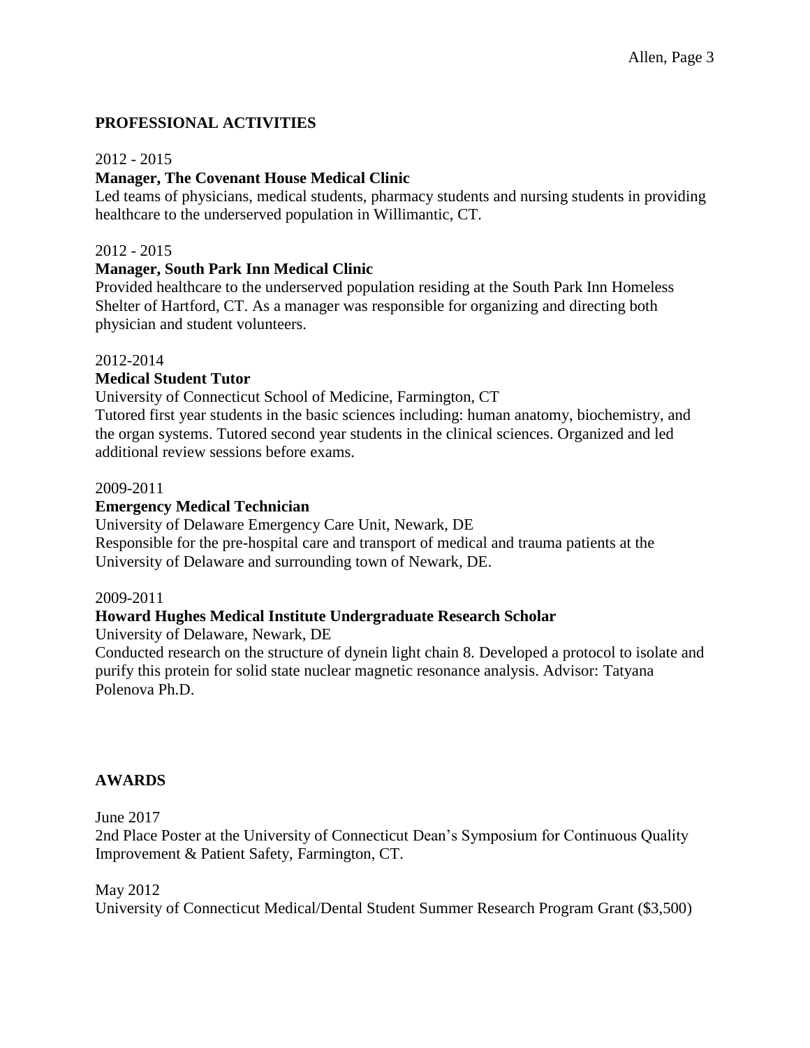## PROFESSIONAL ACTIVITIES

2012 - 2015

**Manager, The Covenant House Medical Clinic**

Led teams of physicians, medical students, pharmacy students and nursing students in providing healthcare to the underserved population in Willimantic, CT.

2012 - 2015

**Manager, South Park Inn Medical Clinic**

Provided healthcare to the underserved population residing at the South Park Inn Homeless Shelter of Hartford, CT. As a manager was responsible for organizing and directing both physician and student volunteers.

2012-2014

**Medical Student Tutor**

University of Connecticut School of Medicine, Farmington, CT

Tutored first year students in the basic sciences including: human anatomy, biochemistry, and the organ systems. Tutored second year students in the clinical sciences. Organized and led additional review sessions before exams.

2009-2011

**Emergency Medical Technician**

University of Delaware Emergency Care Unit, Newark, DE

Responsible for the pre-hospital care and transport of medical and trauma patients at the University of Delaware and surrounding town of Newark, DE.

2009-2011

**Howard Hughes Medical Institute Undergraduate Research Scholar**

University of Delaware, Newark, DE

Conducted research on the structure of dynein light chain 8. Developed a protocol to isolate and purify this protein for solid state nuclear magnetic resonance analysis. Advisor: Tatyana Polenova Ph.D.

## AWARDS

June 2017

2nd Place Poster at the University of Connecticut Dean's Symposium for Continuous Quality Improvement & Patient Safety, Farmington, CT.

May 2012

University of Connecticut Medical/Dental Student Summer Research Program Grant ($3,500)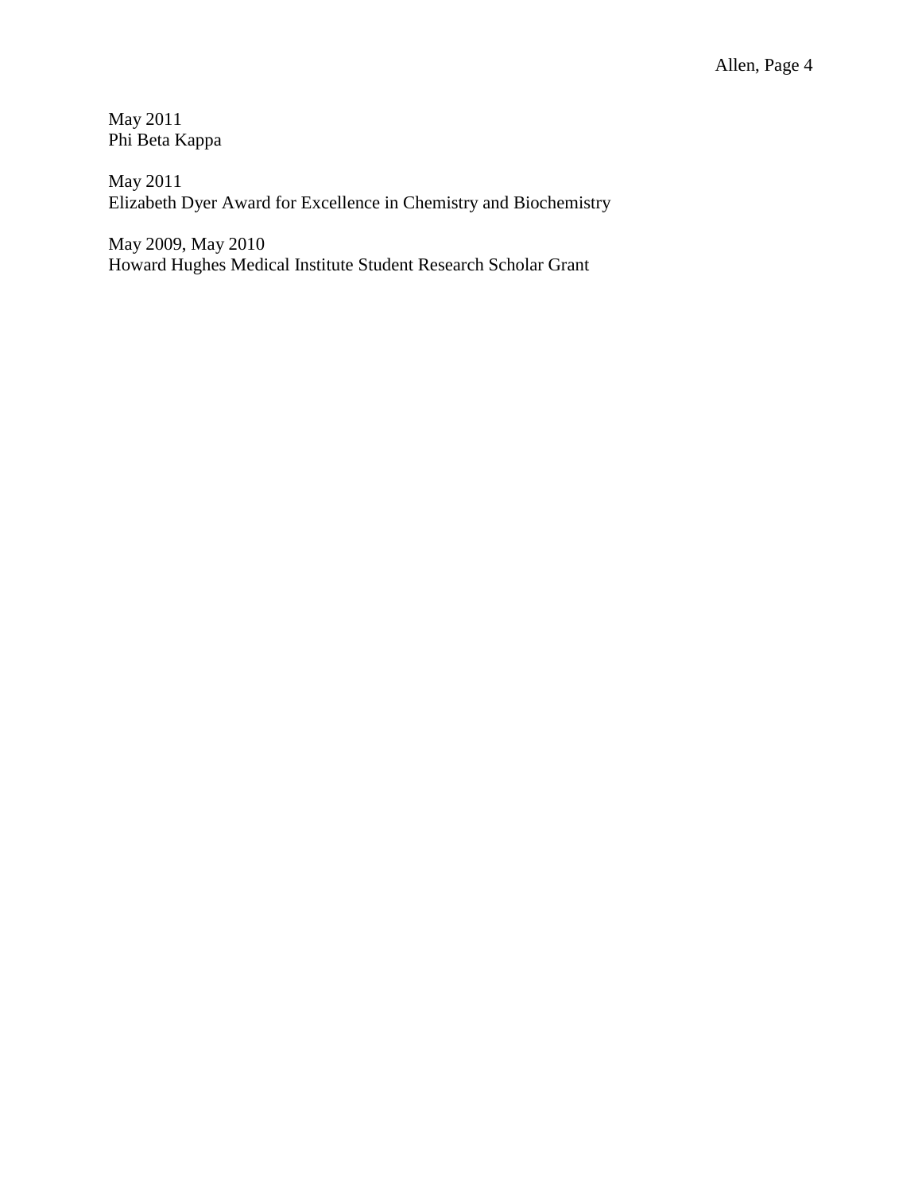May 2011
Phi Beta Kappa

May 2011
Elizabeth Dyer Award for Excellence in Chemistry and Biochemistry

May 2009, May 2010
Howard Hughes Medical Institute Student Research Scholar Grant